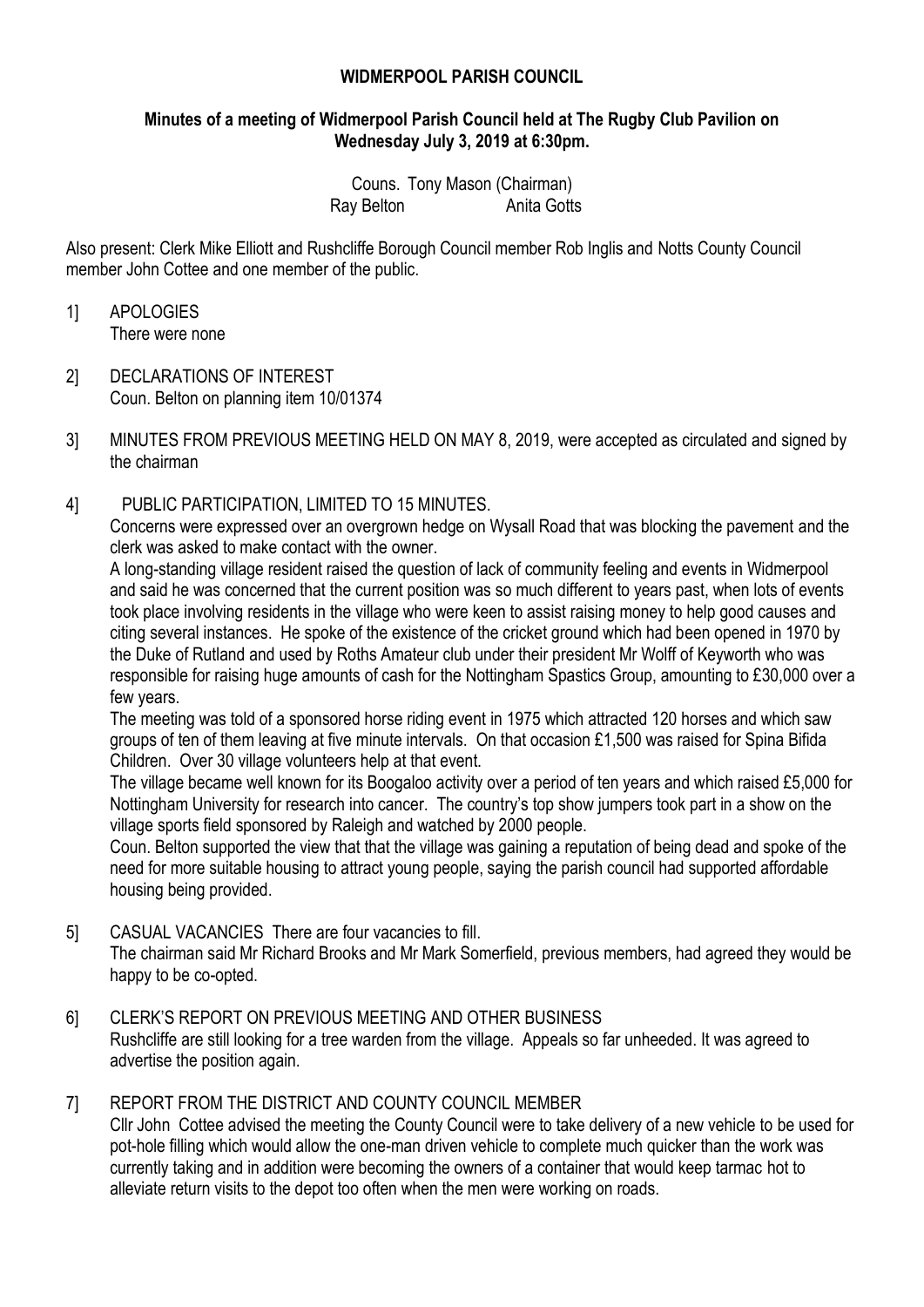# WIDMERPOOL PARISH COUNCIL

## Minutes of a meeting of Widmerpool Parish Council held at The Rugby Club Pavilion on Wednesday July 3, 2019 at 6:30pm.

Couns. Tony Mason (Chairman)
Ray Belton    Anita Gotts

Also present: Clerk Mike Elliott and Rushcliffe Borough Council member Rob Inglis and Notts County Council member John Cottee and one member of the public.

1] APOLOGIES
There were none

2] DECLARATIONS OF INTEREST
Coun. Belton on planning item 10/01374

3] MINUTES FROM PREVIOUS MEETING HELD ON MAY 8, 2019, were accepted as circulated and signed by the chairman

4] PUBLIC PARTICIPATION, LIMITED TO 15 MINUTES.
Concerns were expressed over an overgrown hedge on Wysall Road that was blocking the pavement and the clerk was asked to make contact with the owner.
A long-standing village resident raised the question of lack of community feeling and events in Widmerpool and said he was concerned that the current position was so much different to years past, when lots of events took place involving residents in the village who were keen to assist raising money to help good causes and citing several instances. He spoke of the existence of the cricket ground which had been opened in 1970 by the Duke of Rutland and used by Roths Amateur club under their president Mr Wolff of Keyworth who was responsible for raising huge amounts of cash for the Nottingham Spastics Group, amounting to £30,000 over a few years.
The meeting was told of a sponsored horse riding event in 1975 which attracted 120 horses and which saw groups of ten of them leaving at five minute intervals. On that occasion £1,500 was raised for Spina Bifida Children. Over 30 village volunteers help at that event.
The village became well known for its Boogaloo activity over a period of ten years and which raised £5,000 for Nottingham University for research into cancer. The country's top show jumpers took part in a show on the village sports field sponsored by Raleigh and watched by 2000 people.
Coun. Belton supported the view that that the village was gaining a reputation of being dead and spoke of the need for more suitable housing to attract young people, saying the parish council had supported affordable housing being provided.

5] CASUAL VACANCIES There are four vacancies to fill.
The chairman said Mr Richard Brooks and Mr Mark Somerfield, previous members, had agreed they would be happy to be co-opted.

6] CLERK'S REPORT ON PREVIOUS MEETING AND OTHER BUSINESS
Rushcliffe are still looking for a tree warden from the village. Appeals so far unheeded. It was agreed to advertise the position again.

7] REPORT FROM THE DISTRICT AND COUNTY COUNCIL MEMBER
Cllr John Cottee advised the meeting the County Council were to take delivery of a new vehicle to be used for pot-hole filling which would allow the one-man driven vehicle to complete much quicker than the work was currently taking and in addition were becoming the owners of a container that would keep tarmac hot to alleviate return visits to the depot too often when the men were working on roads.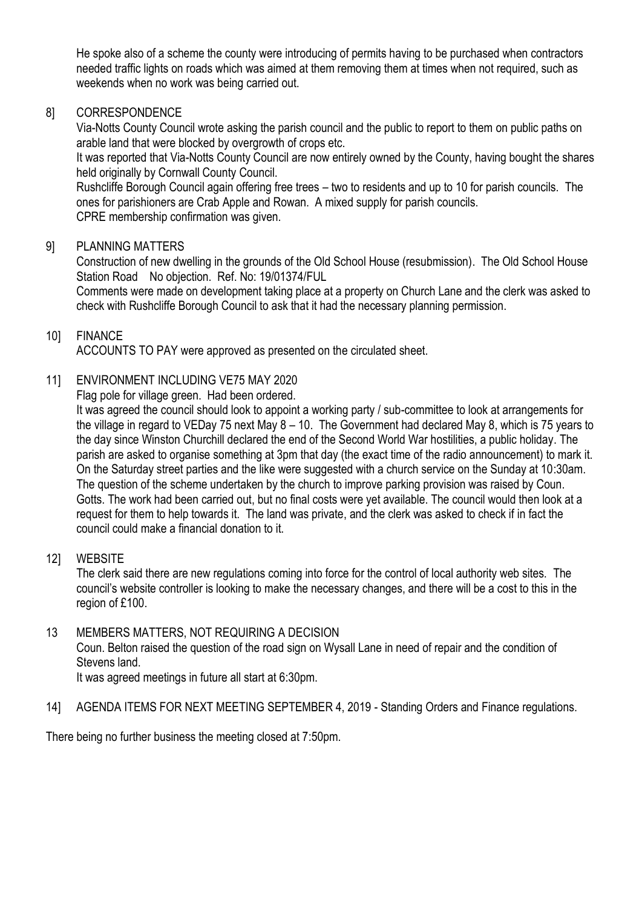He spoke also of a scheme the county were introducing of permits having to be purchased when contractors needed traffic lights on roads which was aimed at them removing them at times when not required, such as weekends when no work was being carried out.

8] CORRESPONDENCE

Via-Notts County Council wrote asking the parish council and the public to report to them on public paths on arable land that were blocked by overgrowth of crops etc.

It was reported that Via-Notts County Council are now entirely owned by the County, having bought the shares held originally by Cornwall County Council.

Rushcliffe Borough Council again offering free trees – two to residents and up to 10 for parish councils. The ones for parishioners are Crab Apple and Rowan. A mixed supply for parish councils.

CPRE membership confirmation was given.

9] PLANNING MATTERS

Construction of new dwelling in the grounds of the Old School House (resubmission). The Old School House Station Road No objection. Ref. No: 19/01374/FUL

Comments were made on development taking place at a property on Church Lane and the clerk was asked to check with Rushcliffe Borough Council to ask that it had the necessary planning permission.

10] FINANCE

ACCOUNTS TO PAY were approved as presented on the circulated sheet.

11] ENVIRONMENT INCLUDING VE75 MAY 2020

Flag pole for village green. Had been ordered.

It was agreed the council should look to appoint a working party / sub-committee to look at arrangements for the village in regard to VEDay 75 next May 8 – 10. The Government had declared May 8, which is 75 years to the day since Winston Churchill declared the end of the Second World War hostilities, a public holiday. The parish are asked to organise something at 3pm that day (the exact time of the radio announcement) to mark it. On the Saturday street parties and the like were suggested with a church service on the Sunday at 10:30am.

The question of the scheme undertaken by the church to improve parking provision was raised by Coun. Gotts. The work had been carried out, but no final costs were yet available. The council would then look at a request for them to help towards it. The land was private, and the clerk was asked to check if in fact the council could make a financial donation to it.

12] WEBSITE

The clerk said there are new regulations coming into force for the control of local authority web sites. The council's website controller is looking to make the necessary changes, and there will be a cost to this in the region of £100.

13 MEMBERS MATTERS, NOT REQUIRING A DECISION

Coun. Belton raised the question of the road sign on Wysall Lane in need of repair and the condition of Stevens land.

It was agreed meetings in future all start at 6:30pm.

14] AGENDA ITEMS FOR NEXT MEETING SEPTEMBER 4, 2019 - Standing Orders and Finance regulations.

There being no further business the meeting closed at 7:50pm.